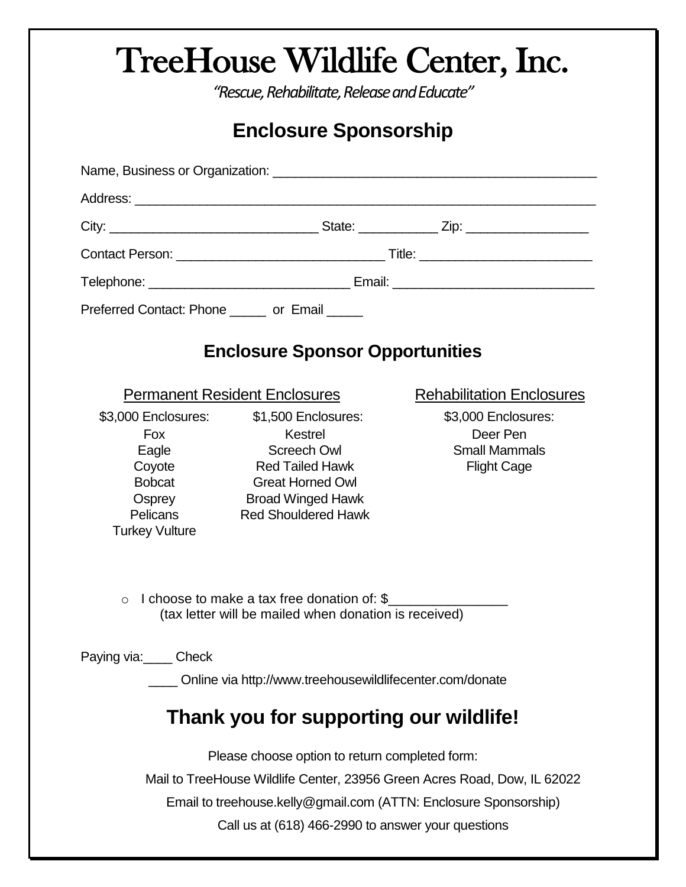# TreeHouse Wildlife Center, Inc.

*"Rescue, Rehabilitate, Release and Educate"*

## Enclosure Sponsorship

Name, Business or Organization: ____________________________________________

Address: ______________________________________________________________

City: ____________________________ State: ___________ Zip: _________________

Contact Person: ____________________________ Title: ________________________

Telephone: ___________________________ Email: ____________________________

Preferred Contact: Phone _____ or Email _____

## Enclosure Sponsor Opportunities

| Permanent Resident Enclosures | | Rehabilitation Enclosures |
|---|---|---|
| $3,000 Enclosures: | $1,500 Enclosures: | $3,000 Enclosures: |
| Fox | Kestrel | Deer Pen |
| Eagle | Screech Owl | Small Mammals |
| Coyote | Red Tailed Hawk | Flight Cage |
| Bobcat | Great Horned Owl | |
| Osprey | Broad Winged Hawk | |
| Pelicans | Red Shouldered Hawk | |
| Turkey Vulture | | |

- I choose to make a tax free donation of: $_______________
  (tax letter will be mailed when donation is received)

Paying via:____ Check

____ Online via http://www.treehousewildlifecenter.com/donate

## Thank you for supporting our wildlife!

Please choose option to return completed form:

Mail to TreeHouse Wildlife Center, 23956 Green Acres Road, Dow, IL 62022

Email to treehouse.kelly@gmail.com (ATTN: Enclosure Sponsorship)

Call us at (618) 466-2990 to answer your questions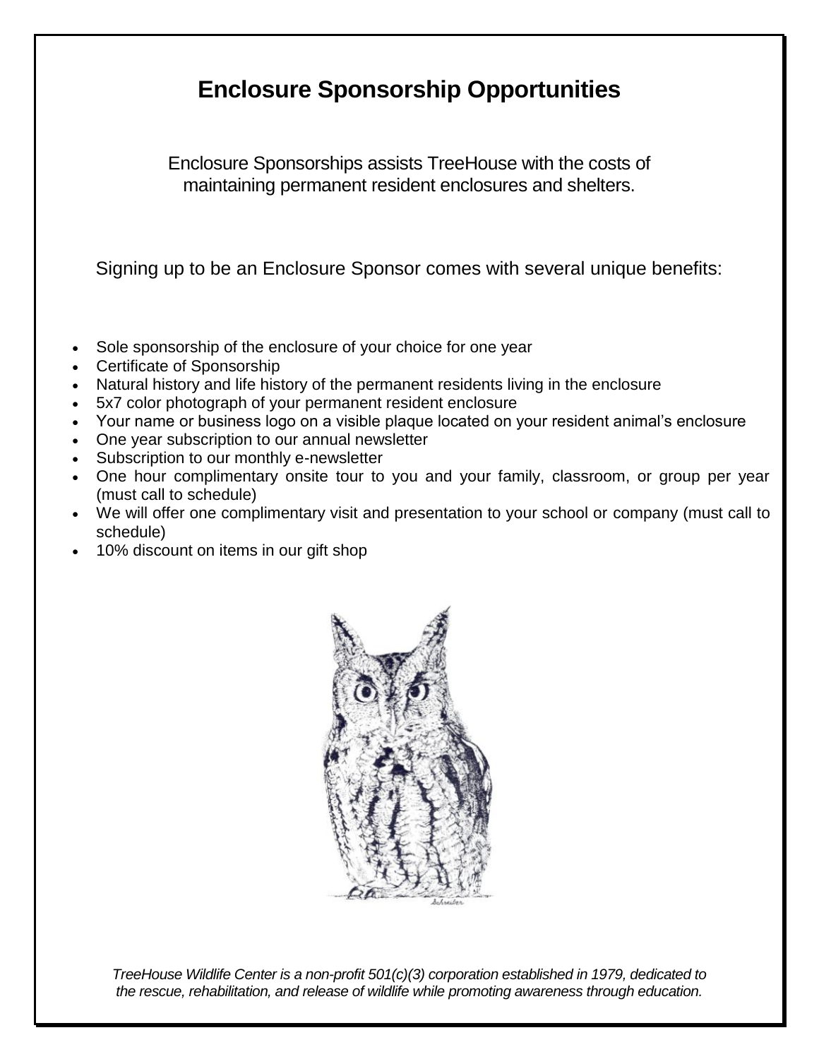# Enclosure Sponsorship Opportunities

Enclosure Sponsorships assists TreeHouse with the costs of maintaining permanent resident enclosures and shelters.

Signing up to be an Enclosure Sponsor comes with several unique benefits:

- Sole sponsorship of the enclosure of your choice for one year
- Certificate of Sponsorship
- Natural history and life history of the permanent residents living in the enclosure
- 5x7 color photograph of your permanent resident enclosure
- Your name or business logo on a visible plaque located on your resident animal's enclosure
- One year subscription to our annual newsletter
- Subscription to our monthly e-newsletter
- One hour complimentary onsite tour to you and your family, classroom, or group per year (must call to schedule)
- We will offer one complimentary visit and presentation to your school or company (must call to schedule)
- 10% discount on items in our gift shop

*TreeHouse Wildlife Center is a non-profit 501(c)(3) corporation established in 1979, dedicated to the rescue, rehabilitation, and release of wildlife while promoting awareness through education.*